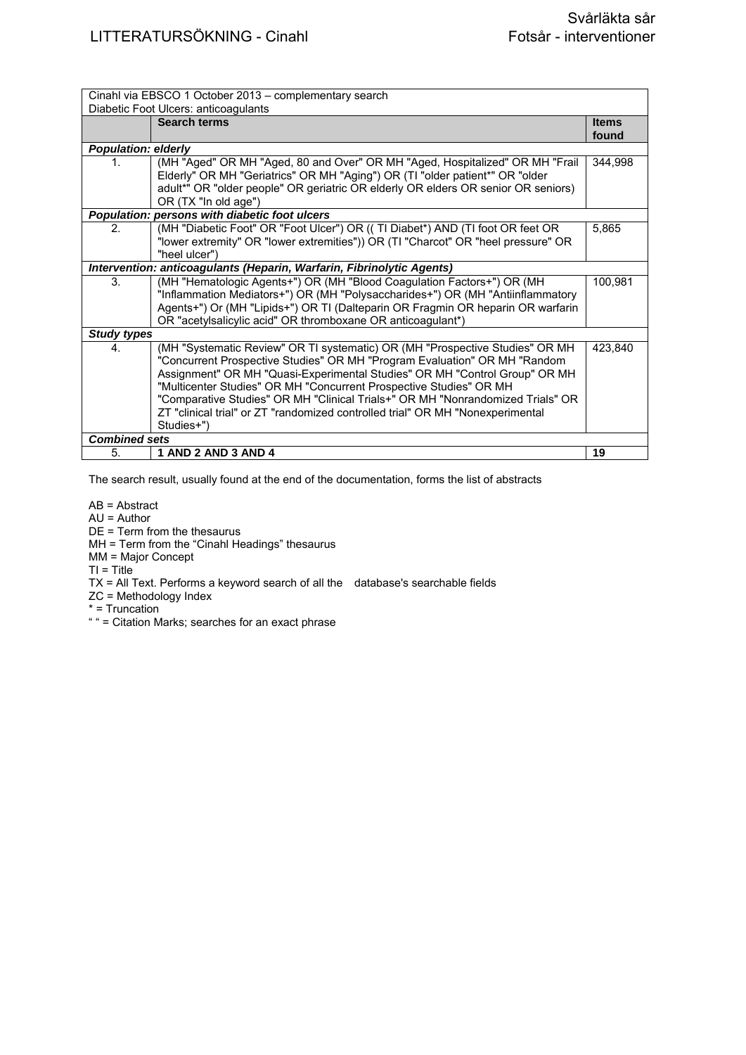# LITTERATURSÖKNING - Cinahl

Svårläkta sår
Fotsår - interventioner

| Cinahl via EBSCO 1 October 2013 – complementary search<br>Diabetic Foot Ulcers: anticoagulants | | |
|---|---|---|
| | **Search terms** | **Items found** |
| ***Population: elderly*** | | |
| 1. | (MH "Aged" OR MH "Aged, 80 and Over" OR MH "Aged, Hospitalized" OR MH "Frail Elderly" OR MH "Geriatrics" OR MH "Aging") OR (TI "older patient*" OR "older adult*" OR "older people" OR geriatric OR elderly OR elders OR senior OR seniors) OR (TX "In old age") | 344,998 |
| ***Population: persons with diabetic foot ulcers*** | | |
| 2. | (MH "Diabetic Foot" OR "Foot Ulcer") OR (( TI Diabet*) AND (TI foot OR feet OR "lower extremity" OR "lower extremities")) OR (TI "Charcot" OR "heel pressure" OR "heel ulcer") | 5,865 |
| ***Intervention: anticoagulants (Heparin, Warfarin, Fibrinolytic Agents)*** | | |
| 3. | (MH "Hematologic Agents+") OR (MH "Blood Coagulation Factors+") OR (MH "Inflammation Mediators+") OR (MH "Polysaccharides+") OR (MH "Antiinflammatory Agents+") Or (MH "Lipids+") OR TI (Dalteparin OR Fragmin OR heparin OR warfarin OR "acetylsalicylic acid" OR thromboxane OR anticoagulant*) | 100,981 |
| ***Study types*** | | |
| 4. | (MH "Systematic Review" OR TI systematic) OR (MH "Prospective Studies" OR MH "Concurrent Prospective Studies" OR MH "Program Evaluation" OR MH "Random Assignment" OR MH "Quasi-Experimental Studies" OR MH "Control Group" OR MH "Multicenter Studies" OR MH "Concurrent Prospective Studies" OR MH "Comparative Studies" OR MH "Clinical Trials+" OR MH "Nonrandomized Trials" OR ZT "clinical trial" or ZT "randomized controlled trial" OR MH "Nonexperimental Studies+") | 423,840 |
| ***Combined sets*** | | |
| 5. | **1 AND 2 AND 3 AND 4** | **19** |

The search result, usually found at the end of the documentation, forms the list of abstracts

AB = Abstract
AU = Author
DE = Term from the thesaurus
MH = Term from the "Cinahl Headings" thesaurus
MM = Major Concept
TI = Title
TX = All Text. Performs a keyword search of all the database's searchable fields
ZC = Methodology Index
* = Truncation
" " = Citation Marks; searches for an exact phrase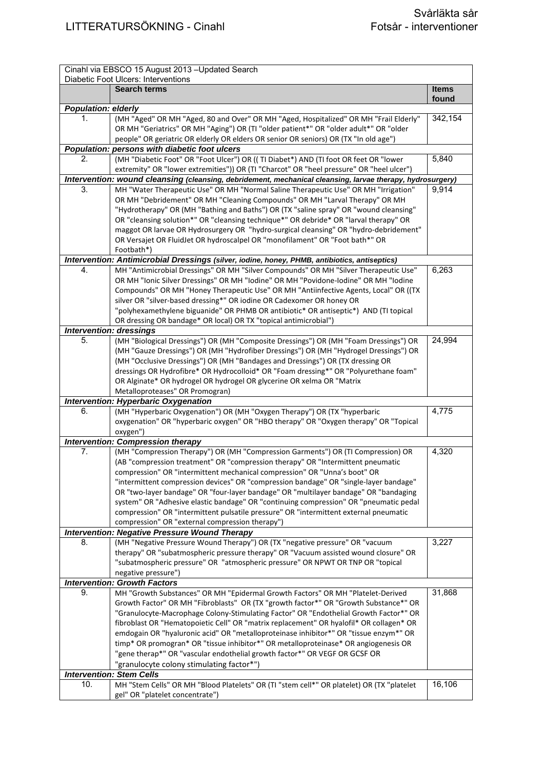| Cinahl via EBSCO 15 August 2013 –Updated Search<br>Diabetic Foot Ulcers: Interventions | | |
|---|---|---|
| | **Search terms** | **Items found** |
| ***Population: elderly*** | | |
| 1. | (MH "Aged" OR MH "Aged, 80 and Over" OR MH "Aged, Hospitalized" OR MH "Frail Elderly" OR MH "Geriatrics" OR MH "Aging") OR (TI "older patient*" OR "older adult*" OR "older people" OR geriatric OR elderly OR elders OR senior OR seniors) OR (TX "In old age") | 342,154 |
| ***Population: persons with diabetic foot ulcers*** | | |
| 2. | (MH "Diabetic Foot" OR MH "Foot Ulcer") OR (( TI Diabet*) AND (TI foot OR feet OR "lower extremity" OR "lower extremities")) OR (TI "Charcot" OR "heel pressure" OR "heel ulcer") | 5,840 |
| ***Intervention: wound cleansing** (cleansing, debridement, mechanical cleansing, larvae therapy, hydrosurgery)* | | |
| 3. | MH "Water Therapeutic Use" OR MH "Normal Saline Therapeutic Use" OR MH "Irrigation" OR MH "Debridement" OR MH "Cleaning Compounds" OR MH "Larval Therapy" OR MH "Hydrotherapy" OR (MH "Bathing and Baths") OR (TX "saline spray" OR "wound cleansing" OR "cleansing solution*" OR "cleansing technique*" OR debride* OR "larval therapy" OR maggot OR larvae OR Hydrosurgery OR "hydro-surgical cleansing" OR "hydro-debridement" OR Versajet OR FluidJet OR hydroscalpel OR "monofilament" OR "Foot bath*" OR Footbath*) | 9,914 |
| ***Intervention: Antimicrobial Dressings** (silver, iodine, honey, PHMB, antibiotics, antiseptics)* | | |
| 4. | MH "Antimicrobial Dressings" OR MH "Silver Compounds" OR MH "Silver Therapeutic Use" OR MH "Ionic Silver Dressings" OR MH "Iodine" OR MH "Povidone-Iodine" OR MH "Iodine Compounds" OR MH "Honey Therapeutic Use" OR MH "Antiinfective Agents, Local" OR ((TX silver OR "silver-based dressing*" OR iodine OR Cadexomer OR honey OR "polyhexamethylene biguanide" OR PHMB OR antibiotic* OR antiseptic*) AND (TI topical OR dressing OR bandage* OR local) OR TX "topical antimicrobial") | 6,263 |
| ***Intervention: dressings*** | | |
| 5. | (MH "Biological Dressings") OR (MH "Composite Dressings") OR (MH "Foam Dressings") OR (MH "Gauze Dressings") OR (MH "Hydrofiber Dressings") OR (MH "Hydrogel Dressings") OR (MH "Occlusive Dressings") OR (MH "Bandages and Dressings") OR (TX dressing OR dressings OR Hydrofibre* OR Hydrocolloid* OR "Foam dressing*" OR "Polyurethane foam" OR Alginate* OR hydrogel OR hydrogel OR glycerine OR xelma OR "Matrix Metalloproteases" OR Promogran) | 24,994 |
| ***Intervention: Hyperbaric Oxygenation*** | | |
| 6. | (MH "Hyperbaric Oxygenation") OR (MH "Oxygen Therapy") OR (TX "hyperbaric oxygenation" OR "hyperbaric oxygen" OR "HBO therapy" OR "Oxygen therapy" OR "Topical oxygen") | 4,775 |
| ***Intervention: Compression therapy*** | | |
| 7. | (MH "Compression Therapy") OR (MH "Compression Garments") OR (TI Compression) OR (AB "compression treatment" OR "compression therapy" OR "Intermittent pneumatic compression" OR "intermittent mechanical compression" OR "Unna's boot" OR "intermittent compression devices" OR "compression bandage" OR "single-layer bandage" OR "two-layer bandage" OR "four-layer bandage" OR "multilayer bandage" OR "bandaging system" OR "Adhesive elastic bandage" OR "continuing compression" OR "pneumatic pedal compression" OR "intermittent pulsatile pressure" OR "intermittent external pneumatic compression" OR "external compression therapy") | 4,320 |
| ***Intervention: Negative Pressure Wound Therapy*** | | |
| 8. | (MH "Negative Pressure Wound Therapy") OR (TX "negative pressure" OR "vacuum therapy" OR "subatmospheric pressure therapy" OR "Vacuum assisted wound closure" OR "subatmospheric pressure" OR "atmospheric pressure" OR NPWT OR TNP OR "topical negative pressure") | 3,227 |
| ***Intervention: Growth Factors*** | | |
| 9. | MH "Growth Substances" OR MH "Epidermal Growth Factors" OR MH "Platelet-Derived Growth Factor" OR MH "Fibroblasts" OR (TX "growth factor*" OR "Growth Substance*" OR "Granulocyte-Macrophage Colony-Stimulating Factor" OR "Endothelial Growth Factor*" OR fibroblast OR "Hematopoietic Cell" OR "matrix replacement" OR hyalofil* OR collagen* OR emdogain OR "hyaluronic acid" OR "metalloproteinase inhibitor*" OR "tissue enzym*" OR timp* OR promogran* OR "tissue inhibitor*" OR metalloproteinase* OR angiogenesis OR "gene therap*" OR "vascular endothelial growth factor*" OR VEGF OR GCSF OR "granulocyte colony stimulating factor*") | 31,868 |
| ***Intervention: Stem Cells*** | | |
| 10. | MH "Stem Cells" OR MH "Blood Platelets" OR (TI "stem cell*" OR platelet) OR (TX "platelet gel" OR "platelet concentrate") | 16,106 |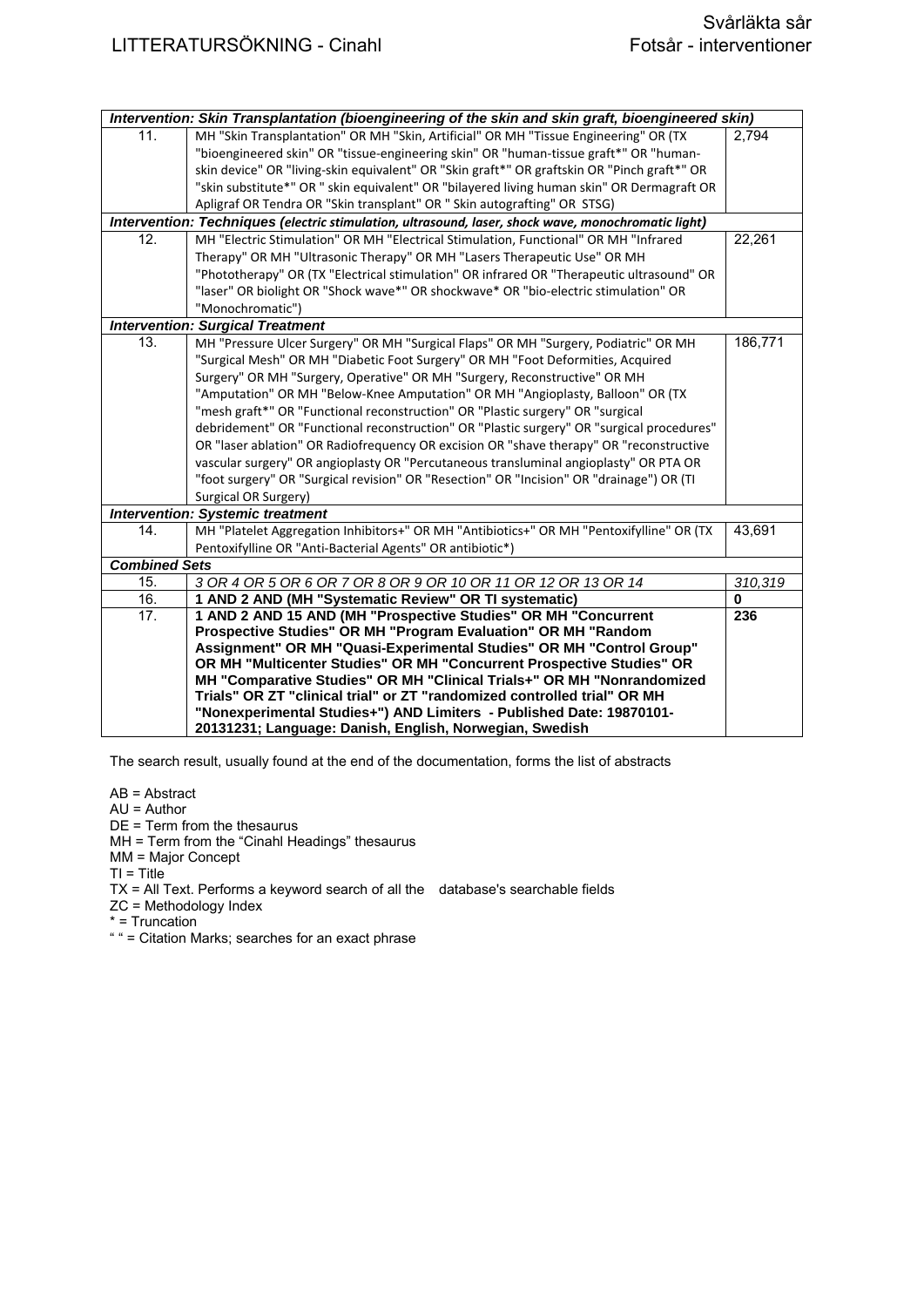| | | |
|---|---|---|
| ***Intervention: Skin Transplantation (bioengineering of the skin and skin graft, bioengineered skin)*** | | |
| 11. | MH "Skin Transplantation" OR MH "Skin, Artificial" OR MH "Tissue Engineering" OR (TX "bioengineered skin" OR "tissue-engineering skin" OR "human-tissue graft*" OR "human-skin device" OR "living-skin equivalent" OR "Skin graft*" OR graftskin OR "Pinch graft*" OR "skin substitute*" OR " skin equivalent" OR "bilayered living human skin" OR Dermagraft OR Apligraf OR Tendra OR "Skin transplant" OR " Skin autografting" OR STSG) | 2,794 |
| ***Intervention: Techniques** (electric stimulation, ultrasound, laser, shock wave, monochromatic light)* | | |
| 12. | MH "Electric Stimulation" OR MH "Electrical Stimulation, Functional" OR MH "Infrared Therapy" OR MH "Ultrasonic Therapy" OR MH "Lasers Therapeutic Use" OR MH "Phototherapy" OR (TX "Electrical stimulation" OR infrared OR "Therapeutic ultrasound" OR "laser" OR biolight OR "Shock wave*" OR shockwave* OR "bio-electric stimulation" OR "Monochromatic") | 22,261 |
| ***Intervention: Surgical Treatment*** | | |
| 13. | MH "Pressure Ulcer Surgery" OR MH "Surgical Flaps" OR MH "Surgery, Podiatric" OR MH "Surgical Mesh" OR MH "Diabetic Foot Surgery" OR MH "Foot Deformities, Acquired Surgery" OR MH "Surgery, Operative" OR MH "Surgery, Reconstructive" OR MH "Amputation" OR MH "Below-Knee Amputation" OR MH "Angioplasty, Balloon" OR (TX "mesh graft*" OR "Functional reconstruction" OR "Plastic surgery" OR "surgical debridement" OR "Functional reconstruction" OR "Plastic surgery" OR "surgical procedures" OR "laser ablation" OR Radiofrequency OR excision OR "shave therapy" OR "reconstructive vascular surgery" OR angioplasty OR "Percutaneous transluminal angioplasty" OR PTA OR "foot surgery" OR "Surgical revision" OR "Resection" OR "Incision" OR "drainage") OR (TI Surgical OR Surgery) | 186,771 |
| ***Intervention: Systemic treatment*** | | |
| 14. | MH "Platelet Aggregation Inhibitors+" OR MH "Antibiotics+" OR MH "Pentoxifylline" OR (TX Pentoxifylline OR "Anti-Bacterial Agents" OR antibiotic*) | 43,691 |
| ***Combined Sets*** | | |
| 15. | *3 OR 4 OR 5 OR 6 OR 7 OR 8 OR 9 OR 10 OR 11 OR 12 OR 13 OR 14* | *310,319* |
| 16. | **1 AND 2 AND (MH "Systematic Review" OR TI systematic)** | **0** |
| 17. | **1 AND 2 AND 15 AND (MH "Prospective Studies" OR MH "Concurrent Prospective Studies" OR MH "Program Evaluation" OR MH "Random Assignment" OR MH "Quasi-Experimental Studies" OR MH "Control Group" OR MH "Multicenter Studies" OR MH "Concurrent Prospective Studies" OR MH "Comparative Studies" OR MH "Clinical Trials+" OR MH "Nonrandomized Trials" OR ZT "clinical trial" or ZT "randomized controlled trial" OR MH "Nonexperimental Studies+") AND Limiters - Published Date: 19870101-20131231; Language: Danish, English, Norwegian, Swedish** | **236** |

The search result, usually found at the end of the documentation, forms the list of abstracts

AB = Abstract  
AU = Author  
DE = Term from the thesaurus  
MH = Term from the "Cinahl Headings" thesaurus  
MM = Major Concept  
TI = Title  
TX = All Text. Performs a keyword search of all the database's searchable fields  
ZC = Methodology Index  
* = Truncation  
" " = Citation Marks; searches for an exact phrase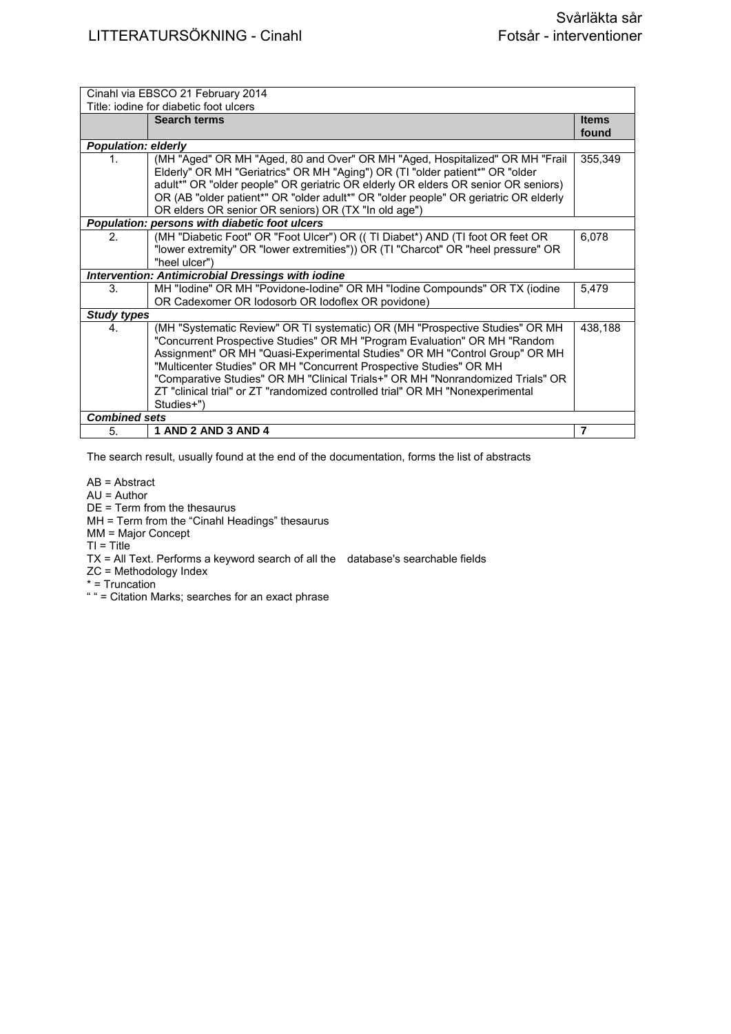| Cinahl via EBSCO 21 February 2014<br>Title: iodine for diabetic foot ulcers | | |
|---|---|---|
| | **Search terms** | **Items found** |
| ***Population: elderly*** | | |
| 1. | (MH "Aged" OR MH "Aged, 80 and Over" OR MH "Aged, Hospitalized" OR MH "Frail Elderly" OR MH "Geriatrics" OR MH "Aging") OR (TI "older patient*" OR "older adult*" OR "older people" OR geriatric OR elderly OR elders OR senior OR seniors) OR (AB "older patient*" OR "older adult*" OR "older people" OR geriatric OR elderly OR elders OR senior OR seniors) OR (TX "In old age") | 355,349 |
| ***Population: persons with diabetic foot ulcers*** | | |
| 2. | (MH "Diabetic Foot" OR "Foot Ulcer") OR (( TI Diabet*) AND (TI foot OR feet OR "lower extremity" OR "lower extremities")) OR (TI "Charcot" OR "heel pressure" OR "heel ulcer") | 6,078 |
| ***Intervention: Antimicrobial Dressings with iodine*** | | |
| 3. | MH "Iodine" OR MH "Povidone-Iodine" OR MH "Iodine Compounds" OR TX (iodine OR Cadexomer OR Iodosorb OR Iodoflex OR povidone) | 5,479 |
| ***Study types*** | | |
| 4. | (MH "Systematic Review" OR TI systematic) OR (MH "Prospective Studies" OR MH "Concurrent Prospective Studies" OR MH "Program Evaluation" OR MH "Random Assignment" OR MH "Quasi-Experimental Studies" OR MH "Control Group" OR MH "Multicenter Studies" OR MH "Concurrent Prospective Studies" OR MH "Comparative Studies" OR MH "Clinical Trials+" OR MH "Nonrandomized Trials" OR ZT "clinical trial" or ZT "randomized controlled trial" OR MH "Nonexperimental Studies+") | 438,188 |
| ***Combined sets*** | | |
| 5. | **1 AND 2 AND 3 AND 4** | **7** |

The search result, usually found at the end of the documentation, forms the list of abstracts

AB = Abstract
AU = Author
DE = Term from the thesaurus
MH = Term from the "Cinahl Headings" thesaurus
MM = Major Concept
TI = Title
TX = All Text. Performs a keyword search of all the database's searchable fields
ZC = Methodology Index
* = Truncation
" " = Citation Marks; searches for an exact phrase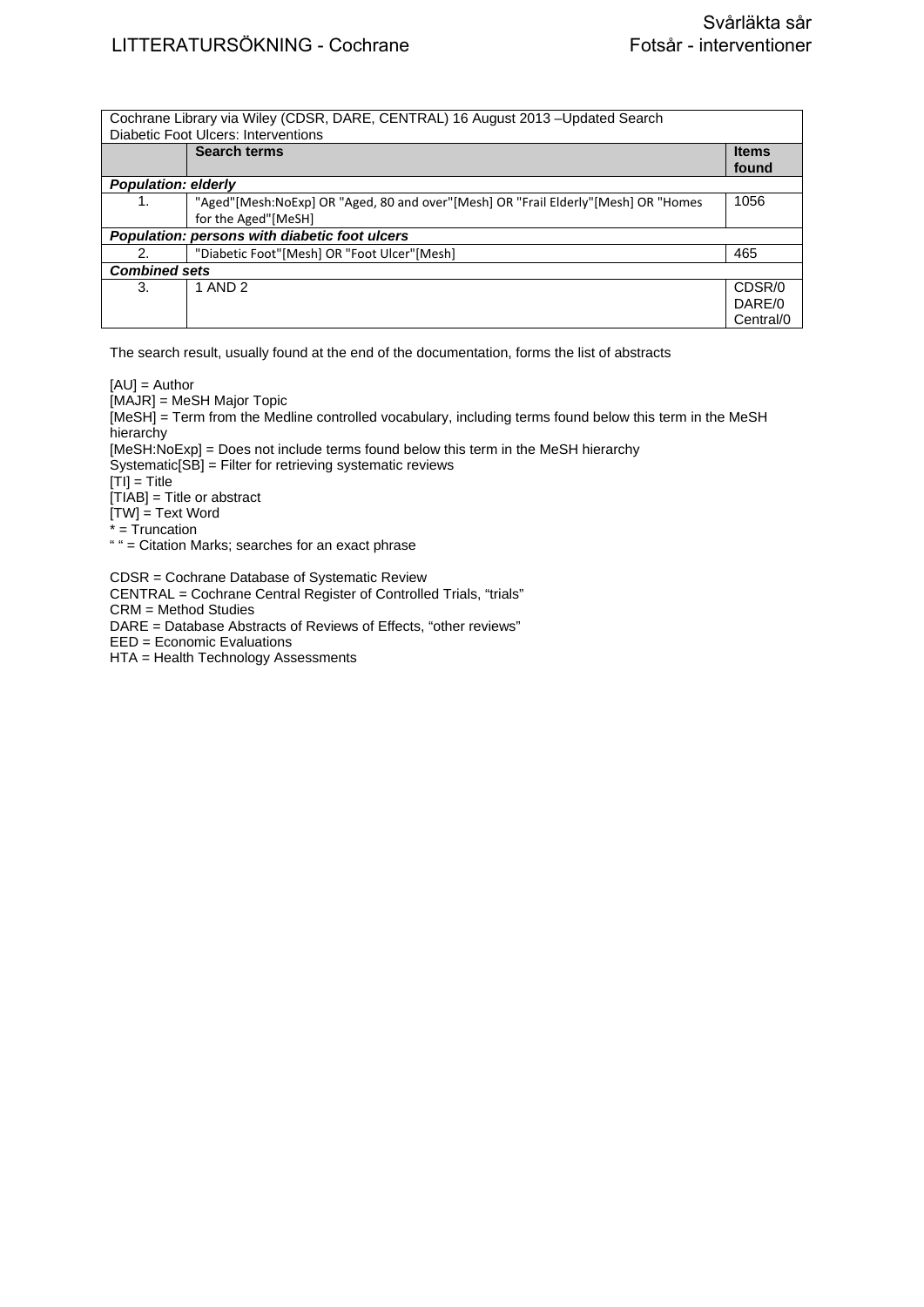| Cochrane Library via Wiley (CDSR, DARE, CENTRAL) 16 August 2013 –Updated Search Diabetic Foot Ulcers: Interventions | | |
|---|---|---|
| | **Search terms** | **Items found** |
| ***Population: elderly*** | | |
| 1. | "Aged"[Mesh:NoExp] OR "Aged, 80 and over"[Mesh] OR "Frail Elderly"[Mesh] OR "Homes for the Aged"[MeSH] | 1056 |
| ***Population: persons with diabetic foot ulcers*** | | |
| 2. | "Diabetic Foot"[Mesh] OR "Foot Ulcer"[Mesh] | 465 |
| ***Combined sets*** | | |
| 3. | 1 AND 2 | CDSR/0 DARE/0 Central/0 |

The search result, usually found at the end of the documentation, forms the list of abstracts

[AU] = Author
[MAJR] = MeSH Major Topic
[MeSH] = Term from the Medline controlled vocabulary, including terms found below this term in the MeSH hierarchy
[MeSH:NoExp] = Does not include terms found below this term in the MeSH hierarchy
Systematic[SB] = Filter for retrieving systematic reviews
[TI] = Title
[TIAB] = Title or abstract
[TW] = Text Word
* = Truncation
" " = Citation Marks; searches for an exact phrase

CDSR = Cochrane Database of Systematic Review
CENTRAL = Cochrane Central Register of Controlled Trials, "trials"
CRM = Method Studies
DARE = Database Abstracts of Reviews of Effects, "other reviews"
EED = Economic Evaluations
HTA = Health Technology Assessments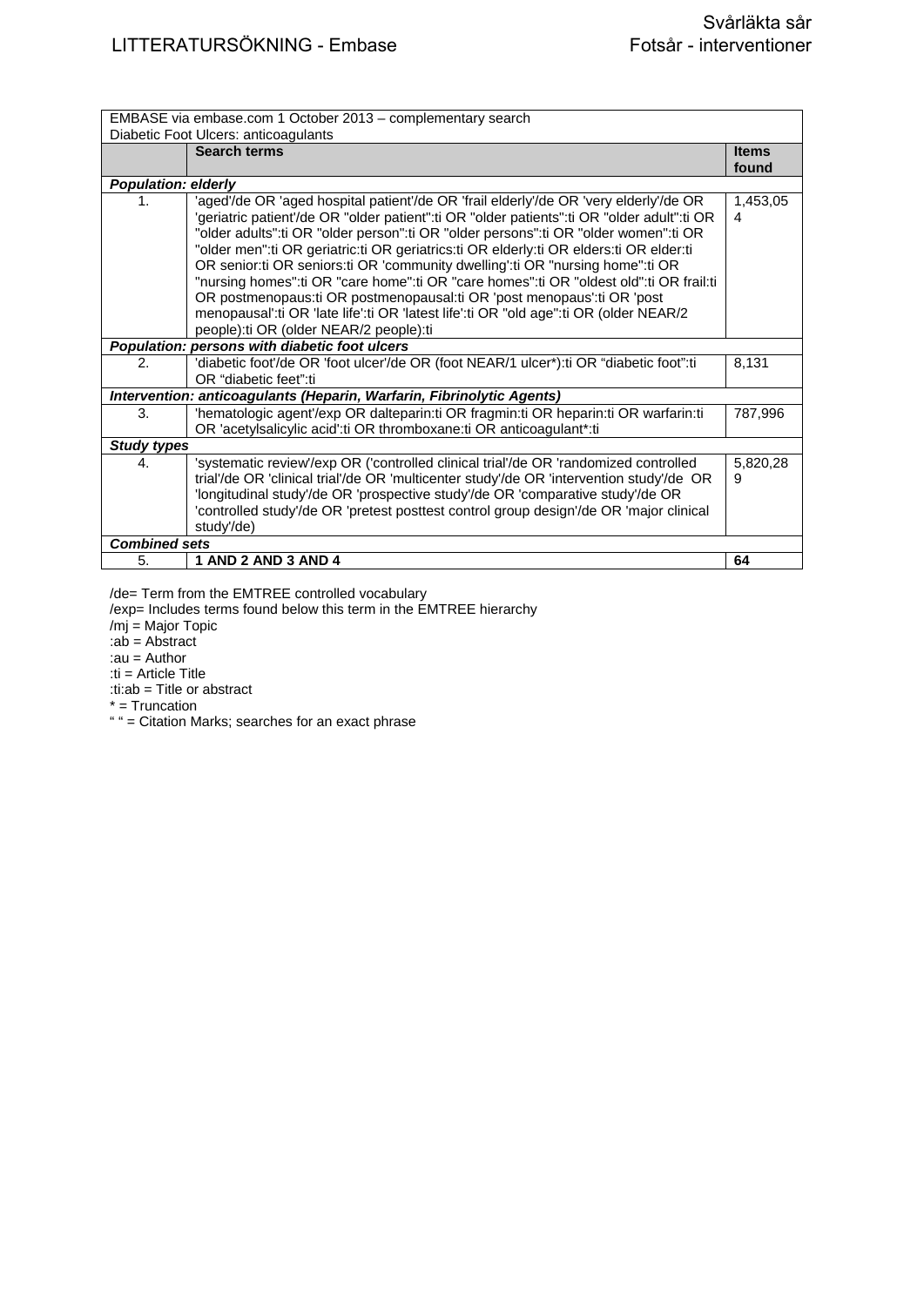| EMBASE via embase.com 1 October 2013 – complementary search<br>Diabetic Foot Ulcers: anticoagulants | | |
|---|---|---|
| | **Search terms** | **Items found** |
| ***Population: elderly*** | | |
| 1. | 'aged'/de OR 'aged hospital patient'/de OR 'frail elderly'/de OR 'very elderly'/de OR 'geriatric patient'/de OR "older patient":ti OR "older patients":ti OR "older adult":ti OR "older adults":ti OR "older person":ti OR "older persons":ti OR "older women":ti OR "older men":ti OR geriatric:ti OR geriatrics:ti OR elderly:ti OR elders:ti OR elder:ti OR senior:ti OR seniors:ti OR 'community dwelling':ti OR "nursing home":ti OR "nursing homes":ti OR "care home":ti OR "care homes":ti OR "oldest old":ti OR frail:ti OR postmenopaus:ti OR postmenopausal:ti OR 'post menopaus':ti OR 'post menopausal':ti OR 'late life':ti OR 'latest life':ti OR "old age":ti OR (older NEAR/2 people):ti OR (older NEAR/2 people):ti | 1,453,054 |
| ***Population: persons with diabetic foot ulcers*** | | |
| 2. | 'diabetic foot'/de OR 'foot ulcer'/de OR (foot NEAR/1 ulcer*):ti OR "diabetic foot":ti OR "diabetic feet":ti | 8,131 |
| ***Intervention: anticoagulants (Heparin, Warfarin, Fibrinolytic Agents)*** | | |
| 3. | 'hematologic agent'/exp OR dalteparin:ti OR fragmin:ti OR heparin:ti OR warfarin:ti OR 'acetylsalicylic acid':ti OR thromboxane:ti OR anticoagulant*:ti | 787,996 |
| ***Study types*** | | |
| 4. | 'systematic review'/exp OR ('controlled clinical trial'/de OR 'randomized controlled trial'/de OR 'clinical trial'/de OR 'multicenter study'/de OR 'intervention study'/de OR 'longitudinal study'/de OR 'prospective study'/de OR 'comparative study'/de OR 'controlled study'/de OR 'pretest posttest control group design'/de OR 'major clinical study'/de) | 5,820,289 |
| ***Combined sets*** | | |
| 5. | **1 AND 2 AND 3 AND 4** | **64** |

/de= Term from the EMTREE controlled vocabulary
/exp= Includes terms found below this term in the EMTREE hierarchy
/mj = Major Topic
:ab = Abstract
:au = Author
:ti = Article Title
:ti:ab = Title or abstract
* = Truncation
" " = Citation Marks; searches for an exact phrase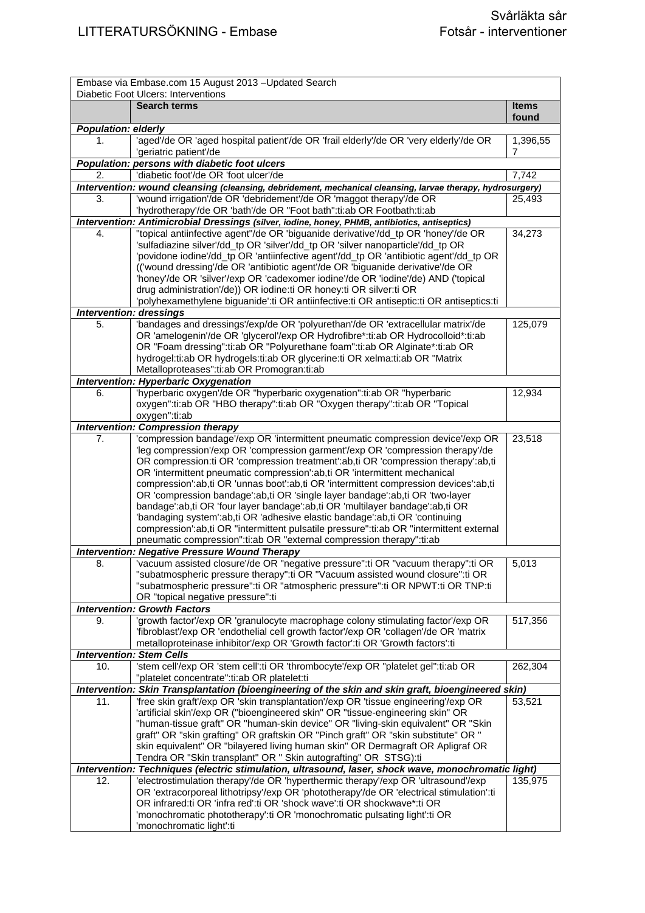| Embase via Embase.com 15 August 2013 –Updated Search<br>Diabetic Foot Ulcers: Interventions | | |
|---|---|---|
| | **Search terms** | **Items found** |
| ***Population: elderly*** | | |
| 1. | 'aged'/de OR 'aged hospital patient'/de OR 'frail elderly'/de OR 'very elderly'/de OR 'geriatric patient'/de | 1,396,557 |
| ***Population: persons with diabetic foot ulcers*** | | |
| 2. | 'diabetic foot'/de OR 'foot ulcer'/de | 7,742 |
| ***Intervention: wound cleansing** (cleansing, debridement, mechanical cleansing, larvae therapy, hydrosurgery)* | | |
| 3. | 'wound irrigation'/de OR 'debridement'/de OR 'maggot therapy'/de OR 'hydrotherapy'/de OR 'bath'/de OR "Foot bath":ti:ab OR Footbath:ti:ab | 25,493 |
| ***Intervention: Antimicrobial Dressings** (silver, iodine, honey, PHMB, antibiotics, antiseptics)* | | |
| 4. | "topical antiinfective agent"/de OR 'biguanide derivative'/dd_tp OR 'honey'/de OR 'sulfadiazine silver'/dd_tp OR 'silver'/dd_tp OR 'silver nanoparticle'/dd_tp OR 'povidone iodine'/dd_tp OR 'antiinfective agent'/dd_tp OR 'antibiotic agent'/dd_tp OR (('wound dressing'/de OR 'antibiotic agent'/de OR 'biguanide derivative'/de OR 'honey'/de OR 'silver'/de OR 'cadexomer iodine'/de OR 'iodine'/de) AND ('topical drug administration'/de)) OR iodine:ti OR honey:ti OR silver:ti OR 'polyhexamethylene biguanide':ti OR antiinfective:ti OR antiseptic:ti OR antiseptics:ti | 34,273 |
| ***Intervention: dressings*** | | |
| 5. | 'bandages and dressings'/exp/de OR 'polyurethan'/de OR 'extracellular matrix'/de OR 'amelogenin'/de OR 'glycerol'/exp OR Hydrofibre*:ti:ab OR Hydrocolloid*:ti:ab OR "Foam dressing":ti:ab OR "Polyurethane foam":ti:ab OR Alginate*:ti:ab OR hydrogel:ti:ab OR hydrogels:ti:ab OR glycerine:ti OR xelma:ti:ab OR "Matrix Metalloproteases":ti:ab OR Promogran:ti:ab | 125,079 |
| ***Intervention: Hyperbaric Oxygenation*** | | |
| 6. | 'hyperbaric oxygen'/de OR "hyperbaric oxygenation":ti:ab OR "hyperbaric oxygen":ti:ab OR "HBO therapy":ti:ab OR "Oxygen therapy":ti:ab OR "Topical oxygen":ti:ab | 12,934 |
| ***Intervention: Compression therapy*** | | |
| 7. | 'compression bandage'/exp OR 'intermittent pneumatic compression device'/exp OR 'leg compression'/exp OR 'compression garment'/exp OR 'compression therapy'/de OR compression:ti OR 'compression treatment':ab,ti OR 'compression therapy':ab,ti OR 'intermittent pneumatic compression':ab,ti OR 'intermittent mechanical compression':ab,ti OR 'unnas boot':ab,ti OR 'intermittent compression devices':ab,ti OR 'compression bandage':ab,ti OR 'single layer bandage':ab,ti OR 'two-layer bandage':ab,ti OR 'four layer bandage':ab,ti OR 'multilayer bandage':ab,ti OR 'bandaging system':ab,ti OR 'adhesive elastic bandage':ab,ti OR 'continuing compression':ab,ti OR "intermittent pulsatile pressure":ti:ab OR "intermittent external pneumatic compression":ti:ab OR "external compression therapy":ti:ab | 23,518 |
| ***Intervention: Negative Pressure Wound Therapy*** | | |
| 8. | 'vacuum assisted closure'/de OR "negative pressure":ti OR "vacuum therapy":ti OR "subatmospheric pressure therapy":ti OR "Vacuum assisted wound closure":ti OR "subatmospheric pressure":ti OR "atmospheric pressure":ti OR NPWT:ti OR TNP:ti OR "topical negative pressure":ti | 5,013 |
| ***Intervention: Growth Factors*** | | |
| 9. | 'growth factor'/exp OR 'granulocyte macrophage colony stimulating factor'/exp OR 'fibroblast'/exp OR 'endothelial cell growth factor'/exp OR 'collagen'/de OR 'matrix metalloproteinase inhibitor'/exp OR 'Growth factor':ti OR 'Growth factors':ti | 517,356 |
| ***Intervention: Stem Cells*** | | |
| 10. | 'stem cell'/exp OR 'stem cell':ti OR 'thrombocyte'/exp OR "platelet gel":ti:ab OR "platelet concentrate":ti:ab OR platelet:ti | 262,304 |
| ***Intervention: Skin Transplantation (bioengineering of the skin and skin graft, bioengineered skin)*** | | |
| 11. | 'free skin graft'/exp OR 'skin transplantation'/exp OR 'tissue engineering'/exp OR 'artificial skin'/exp OR ("bioengineered skin" OR "tissue-engineering skin" OR "human-tissue graft" OR "human-skin device" OR "living-skin equivalent" OR "Skin graft" OR "skin grafting" OR graftskin OR "Pinch graft" OR "skin substitute" OR " skin equivalent" OR "bilayered living human skin" OR Dermagraft OR Apligraf OR Tendra OR "Skin transplant" OR " Skin autografting" OR STSG):ti | 53,521 |
| ***Intervention: Techniques (electric stimulation, ultrasound, laser, shock wave, monochromatic light)*** | | |
| 12. | 'electrostimulation therapy'/de OR 'hyperthermic therapy'/exp OR 'ultrasound'/exp OR 'extracorporeal lithotripsy'/exp OR 'phototherapy'/de OR 'electrical stimulation':ti OR infrared:ti OR 'infra red':ti OR 'shock wave':ti OR shockwave*:ti OR 'monochromatic phototherapy':ti OR 'monochromatic pulsating light':ti OR 'monochromatic light':ti | 135,975 |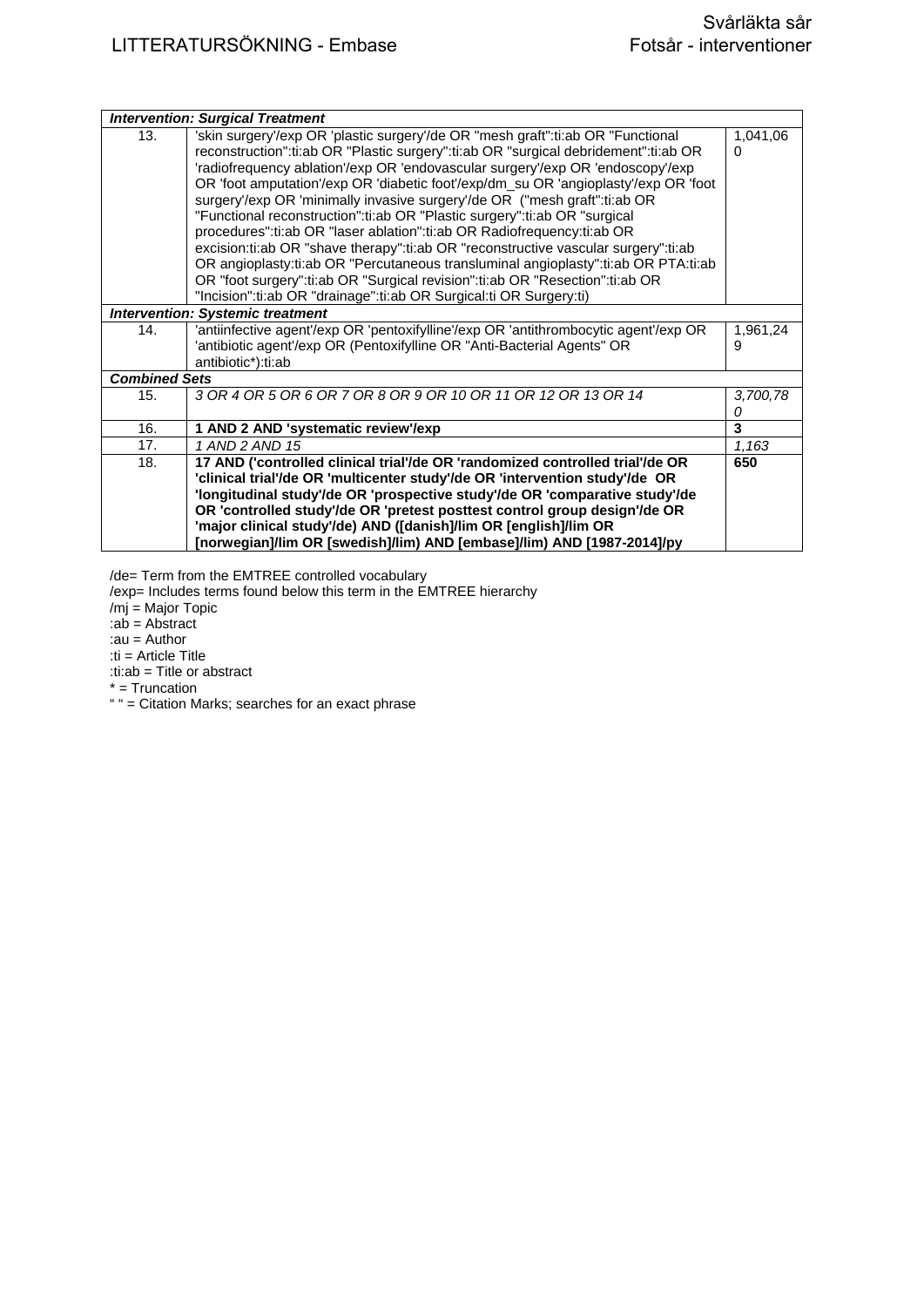| | | |
|---|---|---|
| ***Intervention: Surgical Treatment*** | | |
| 13. | 'skin surgery'/exp OR 'plastic surgery'/de OR "mesh graft":ti:ab OR "Functional reconstruction":ti:ab OR "Plastic surgery":ti:ab OR "surgical debridement":ti:ab OR 'radiofrequency ablation'/exp OR 'endovascular surgery'/exp OR 'endoscopy'/exp OR 'foot amputation'/exp OR 'diabetic foot'/exp/dm_su OR 'angioplasty'/exp OR 'foot surgery'/exp OR 'minimally invasive surgery'/de OR ("mesh graft":ti:ab OR "Functional reconstruction":ti:ab OR "Plastic surgery":ti:ab OR "surgical procedures":ti:ab OR "laser ablation":ti:ab OR Radiofrequency:ti:ab OR excision:ti:ab OR "shave therapy":ti:ab OR "reconstructive vascular surgery":ti:ab OR angioplasty:ti:ab OR "Percutaneous transluminal angioplasty":ti:ab OR PTA:ti:ab OR "foot surgery":ti:ab OR "Surgical revision":ti:ab OR "Resection":ti:ab OR "Incision":ti:ab OR "drainage":ti:ab OR Surgical:ti OR Surgery:ti) | 1,041,060 |
| ***Intervention: Systemic treatment*** | | |
| 14. | 'antiinfective agent'/exp OR 'pentoxifylline'/exp OR 'antithrombocytic agent'/exp OR 'antibiotic agent'/exp OR (Pentoxifylline OR "Anti-Bacterial Agents" OR antibiotic*):ti:ab | 1,961,249 |
| ***Combined Sets*** | | |
| 15. | *3 OR 4 OR 5 OR 6 OR 7 OR 8 OR 9 OR 10 OR 11 OR 12 OR 13 OR 14* | *3,700,780* |
| 16. | **1 AND 2 AND 'systematic review'/exp** | **3** |
| 17. | *1 AND 2 AND 15* | *1,163* |
| 18. | **17 AND ('controlled clinical trial'/de OR 'randomized controlled trial'/de OR 'clinical trial'/de OR 'multicenter study'/de OR 'intervention study'/de OR 'longitudinal study'/de OR 'prospective study'/de OR 'comparative study'/de OR 'controlled study'/de OR 'pretest posttest control group design'/de OR 'major clinical study'/de) AND ([danish]/lim OR [english]/lim OR [norwegian]/lim OR [swedish]/lim) AND [embase]/lim) AND [1987-2014]/py** | **650** |

/de= Term from the EMTREE controlled vocabulary
/exp= Includes terms found below this term in the EMTREE hierarchy
/mj = Major Topic
:ab = Abstract
:au = Author
:ti = Article Title
:ti:ab = Title or abstract
* = Truncation
" " = Citation Marks; searches for an exact phrase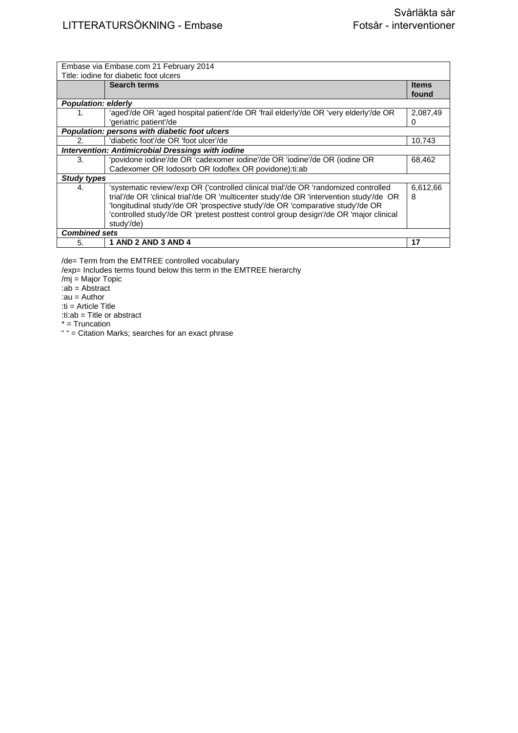| Embase via Embase.com 21 February 2014<br>Title: iodine for diabetic foot ulcers | | |
|---|---|---|
| | **Search terms** | **Items found** |
| ***Population: elderly*** | | |
| 1. | 'aged'/de OR 'aged hospital patient'/de OR 'frail elderly'/de OR 'very elderly'/de OR 'geriatric patient'/de | 2,087,490 |
| ***Population: persons with diabetic foot ulcers*** | | |
| 2. | 'diabetic foot'/de OR 'foot ulcer'/de | 10,743 |
| ***Intervention: Antimicrobial Dressings with iodine*** | | |
| 3. | 'povidone iodine'/de OR 'cadexomer iodine'/de OR 'iodine'/de OR (iodine OR Cadexomer OR Iodosorb OR Iodoflex OR povidone):ti:ab | 68,462 |
| ***Study types*** | | |
| 4. | 'systematic review'/exp OR ('controlled clinical trial'/de OR 'randomized controlled trial'/de OR 'clinical trial'/de OR 'multicenter study'/de OR 'intervention study'/de OR 'longitudinal study'/de OR 'prospective study'/de OR 'comparative study'/de OR 'controlled study'/de OR 'pretest posttest control group design'/de OR 'major clinical study'/de) | 6,612,668 |
| ***Combined sets*** | | |
| 5. | **1 AND 2 AND 3 AND 4** | **17** |

/de= Term from the EMTREE controlled vocabulary
/exp= Includes terms found below this term in the EMTREE hierarchy
/mj = Major Topic
:ab = Abstract
:au = Author
:ti = Article Title
:ti:ab = Title or abstract
* = Truncation
" " = Citation Marks; searches for an exact phrase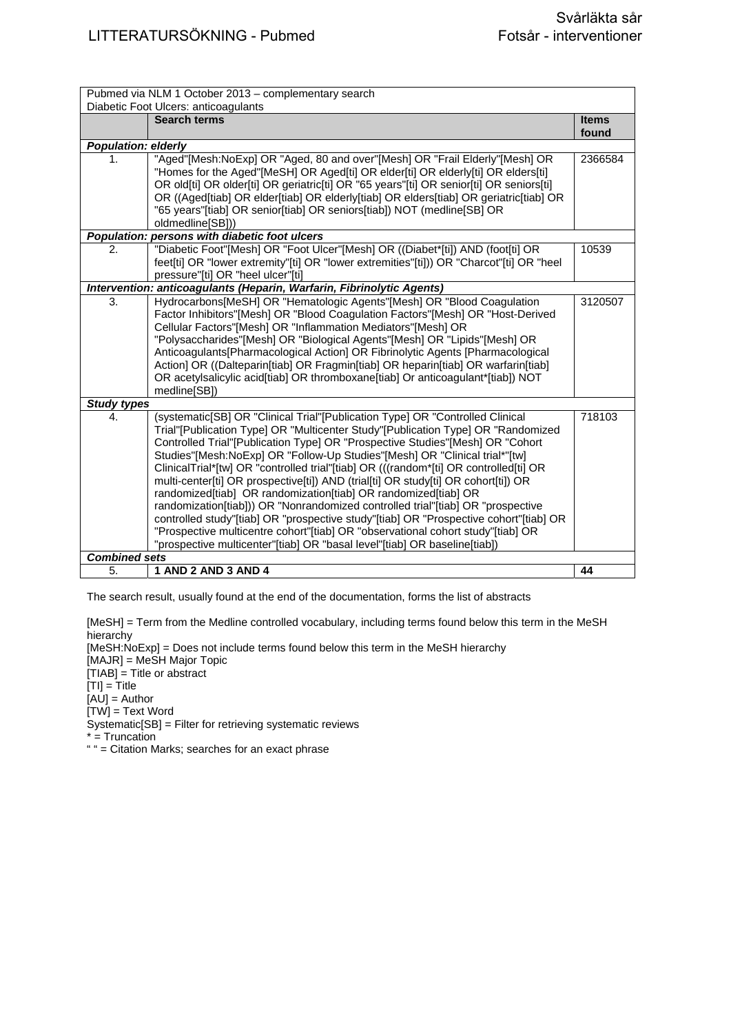| Pubmed via NLM 1 October 2013 – complementary search<br>Diabetic Foot Ulcers: anticoagulants | | |
|---|---|---|
| | **Search terms** | **Items found** |
| ***Population: elderly*** | | |
| 1. | "Aged"[Mesh:NoExp] OR "Aged, 80 and over"[Mesh] OR "Frail Elderly"[Mesh] OR "Homes for the Aged"[MeSH] OR Aged[ti] OR elder[ti] OR elderly[ti] OR elders[ti] OR old[ti] OR older[ti] OR geriatric[ti] OR "65 years"[ti] OR senior[ti] OR seniors[ti] OR ((Aged[tiab] OR elder[tiab] OR elderly[tiab] OR elders[tiab] OR geriatric[tiab] OR "65 years"[tiab] OR senior[tiab] OR seniors[tiab]) NOT (medline[SB] OR oldmedline[SB])) | 2366584 |
| ***Population: persons with diabetic foot ulcers*** | | |
| 2. | "Diabetic Foot"[Mesh] OR "Foot Ulcer"[Mesh] OR ((Diabet*[ti]) AND (foot[ti] OR feet[ti] OR "lower extremity"[ti] OR "lower extremities"[ti])) OR "Charcot"[ti] OR "heel pressure"[ti] OR "heel ulcer"[ti] | 10539 |
| ***Intervention: anticoagulants (Heparin, Warfarin, Fibrinolytic Agents)*** | | |
| 3. | Hydrocarbons[MeSH] OR "Hematologic Agents"[Mesh] OR "Blood Coagulation Factor Inhibitors"[Mesh] OR "Blood Coagulation Factors"[Mesh] OR "Host-Derived Cellular Factors"[Mesh] OR "Inflammation Mediators"[Mesh] OR "Polysaccharides"[Mesh] OR "Biological Agents"[Mesh] OR "Lipids"[Mesh] OR Anticoagulants[Pharmacological Action] OR Fibrinolytic Agents [Pharmacological Action] OR ((Dalteparin[tiab] OR Fragmin[tiab] OR heparin[tiab] OR warfarin[tiab] OR acetylsalicylic acid[tiab] OR thromboxane[tiab] Or anticoagulant*[tiab]) NOT medline[SB]) | 3120507 |
| ***Study types*** | | |
| 4. | (systematic[SB] OR "Clinical Trial"[Publication Type] OR "Controlled Clinical Trial"[Publication Type] OR "Multicenter Study"[Publication Type] OR "Randomized Controlled Trial"[Publication Type] OR "Prospective Studies"[Mesh] OR "Cohort Studies"[Mesh:NoExp] OR "Follow-Up Studies"[Mesh] OR "Clinical trial*"[tw] ClinicalTrial*[tw] OR "controlled trial"[tiab] OR (((random*[ti] OR controlled[ti] OR multi-center[ti] OR prospective[ti]) AND (trial[ti] OR study[ti] OR cohort[ti]) OR randomized[tiab] OR randomization[tiab] OR randomized[tiab] OR randomization[tiab])) OR "Nonrandomized controlled trial"[tiab] OR "prospective controlled study"[tiab] OR "prospective study"[tiab] OR "Prospective cohort"[tiab] OR "Prospective multicentre cohort"[tiab] OR "observational cohort study"[tiab] OR "prospective multicenter"[tiab] OR "basal level"[tiab] OR baseline[tiab]) | 718103 |
| ***Combined sets*** | | |
| 5. | **1 AND 2 AND 3 AND 4** | **44** |

The search result, usually found at the end of the documentation, forms the list of abstracts

[MeSH] = Term from the Medline controlled vocabulary, including terms found below this term in the MeSH hierarchy
[MeSH:NoExp] = Does not include terms found below this term in the MeSH hierarchy
[MAJR] = MeSH Major Topic
[TIAB] = Title or abstract
[TI] = Title
[AU] = Author
[TW] = Text Word
Systematic[SB] = Filter for retrieving systematic reviews
* = Truncation
" " = Citation Marks; searches for an exact phrase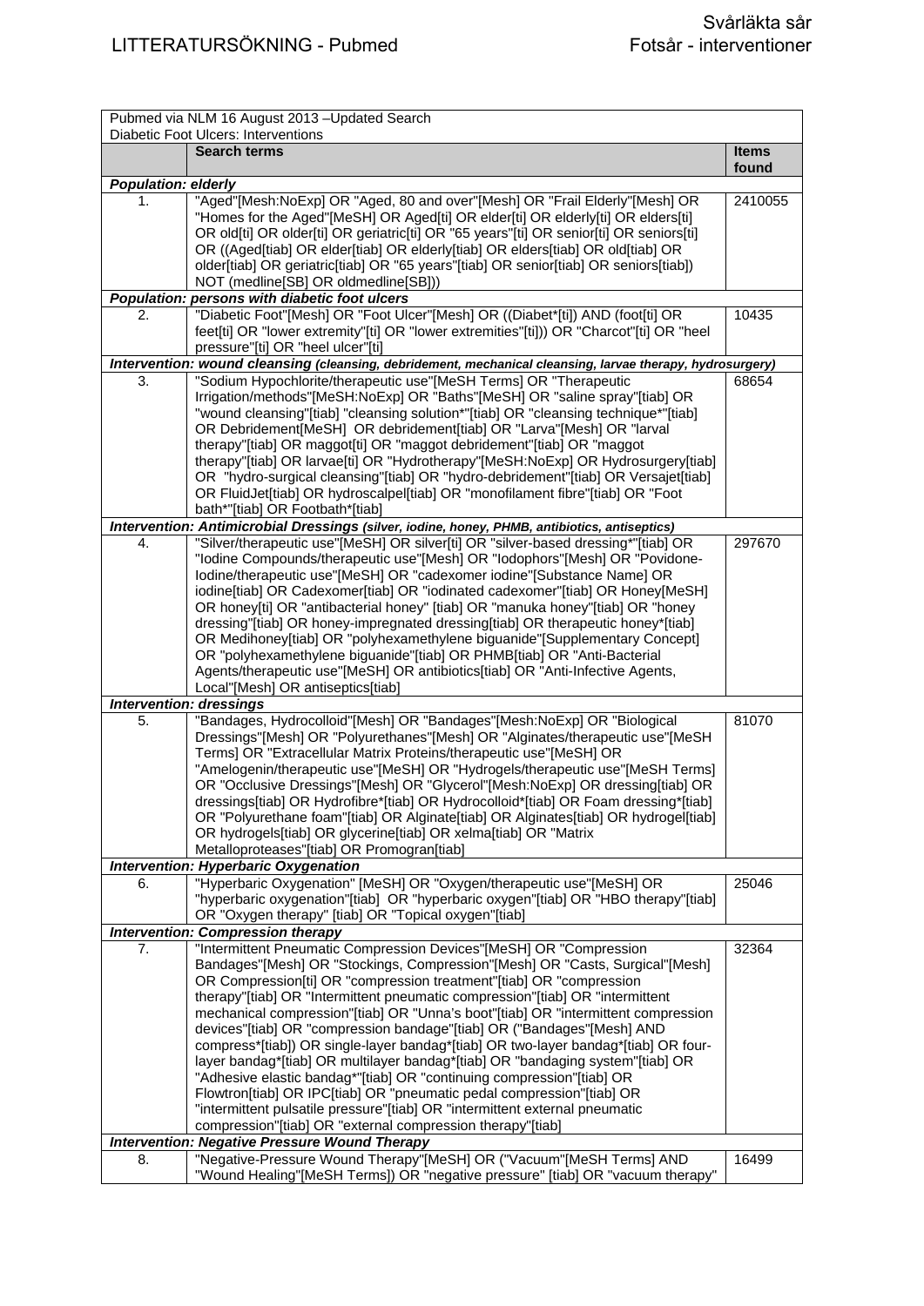| Pubmed via NLM 16 August 2013 –Updated Search<br>Diabetic Foot Ulcers: Interventions | | |
|---|---|---|
| | **Search terms** | **Items found** |
| ***Population: elderly*** | | |
| 1. | "Aged"[Mesh:NoExp] OR "Aged, 80 and over"[Mesh] OR "Frail Elderly"[Mesh] OR "Homes for the Aged"[MeSH] OR Aged[ti] OR elder[ti] OR elderly[ti] OR elders[ti] OR old[ti] OR older[ti] OR geriatric[ti] OR "65 years"[ti] OR senior[ti] OR seniors[ti] OR ((Aged[tiab] OR elder[tiab] OR elderly[tiab] OR elders[tiab] OR old[tiab] OR older[tiab] OR geriatric[tiab] OR "65 years"[tiab] OR senior[tiab] OR seniors[tiab]) NOT (medline[SB] OR oldmedline[SB])) | 2410055 |
| ***Population: persons with diabetic foot ulcers*** | | |
| 2. | "Diabetic Foot"[Mesh] OR "Foot Ulcer"[Mesh] OR ((Diabet*[ti]) AND (foot[ti] OR feet[ti] OR "lower extremity"[ti] OR "lower extremities"[ti])) OR "Charcot"[ti] OR "heel pressure"[ti] OR "heel ulcer"[ti] | 10435 |
| ***Intervention: wound cleansing** (cleansing, debridement, mechanical cleansing, larvae therapy, hydrosurgery)* | | |
| 3. | "Sodium Hypochlorite/therapeutic use"[MeSH Terms] OR "Therapeutic Irrigation/methods"[MeSH:NoExp] OR "Baths"[MeSH] OR "saline spray"[tiab] OR "wound cleansing"[tiab] "cleansing solution*"[tiab] OR "cleansing technique*"[tiab] OR Debridement[MeSH] OR debridement[tiab] OR "Larva"[Mesh] OR "larval therapy"[tiab] OR maggot[ti] OR "maggot debridement"[tiab] OR "maggot therapy"[tiab] OR larvae[ti] OR "Hydrotherapy"[MeSH:NoExp] OR Hydrosurgery[tiab] OR "hydro-surgical cleansing"[tiab] OR "hydro-debridement"[tiab] OR Versajet[tiab] OR FluidJet[tiab] OR hydroscalpel[tiab] OR "monofilament fibre"[tiab] OR "Foot bath*"[tiab] OR Footbath*[tiab] | 68654 |
| ***Intervention: Antimicrobial Dressings** (silver, iodine, honey, PHMB, antibiotics, antiseptics)* | | |
| 4. | "Silver/therapeutic use"[MeSH] OR silver[ti] OR "silver-based dressing*"[tiab] OR "Iodine Compounds/therapeutic use"[Mesh] OR "Iodophors"[Mesh] OR "Povidone-Iodine/therapeutic use"[MeSH] OR "cadexomer iodine"[Substance Name] OR iodine[tiab] OR Cadexomer[tiab] OR "iodinated cadexomer"[tiab] OR Honey[MeSH] OR honey[ti] OR "antibacterial honey" [tiab] OR "manuka honey"[tiab] OR "honey dressing"[tiab] OR honey-impregnated dressing[tiab] OR therapeutic honey*[tiab] OR Medihoney[tiab] OR "polyhexamethylene biguanide"[Supplementary Concept] OR "polyhexamethylene biguanide"[tiab] OR PHMB[tiab] OR "Anti-Bacterial Agents/therapeutic use"[MeSH] OR antibiotics[tiab] OR "Anti-Infective Agents, Local"[Mesh] OR antiseptics[tiab] | 297670 |
| ***Intervention: dressings*** | | |
| 5. | "Bandages, Hydrocolloid"[Mesh] OR "Bandages"[Mesh:NoExp] OR "Biological Dressings"[Mesh] OR "Polyurethanes"[Mesh] OR "Alginates/therapeutic use"[MeSH Terms] OR "Extracellular Matrix Proteins/therapeutic use"[MeSH] OR "Amelogenin/therapeutic use"[MeSH] OR "Hydrogels/therapeutic use"[MeSH Terms] OR "Occlusive Dressings"[Mesh] OR "Glycerol"[Mesh:NoExp] OR dressing[tiab] OR dressings[tiab] OR Hydrofibre*[tiab] OR Hydrocolloid*[tiab] OR Foam dressing*[tiab] OR "Polyurethane foam"[tiab] OR Alginate[tiab] OR Alginates[tiab] OR hydrogel[tiab] OR hydrogels[tiab] OR glycerine[tiab] OR xelma[tiab] OR "Matrix Metalloproteases"[tiab] OR Promogran[tiab] | 81070 |
| ***Intervention: Hyperbaric Oxygenation*** | | |
| 6. | "Hyperbaric Oxygenation" [MeSH] OR "Oxygen/therapeutic use"[MeSH] OR "hyperbaric oxygenation"[tiab] OR "hyperbaric oxygen"[tiab] OR "HBO therapy"[tiab] OR "Oxygen therapy" [tiab] OR "Topical oxygen"[tiab] | 25046 |
| ***Intervention: Compression therapy*** | | |
| 7. | "Intermittent Pneumatic Compression Devices"[MeSH] OR "Compression Bandages"[Mesh] OR "Stockings, Compression"[Mesh] OR "Casts, Surgical"[Mesh] OR Compression[ti] OR "compression treatment"[tiab] OR "compression therapy"[tiab] OR "Intermittent pneumatic compression"[tiab] OR "intermittent mechanical compression"[tiab] OR "Unna's boot"[tiab] OR "intermittent compression devices"[tiab] OR "compression bandage"[tiab] OR ("Bandages"[Mesh] AND compress*[tiab]) OR single-layer bandag*[tiab] OR two-layer bandag*[tiab] OR four-layer bandag*[tiab] OR multilayer bandag*[tiab] OR "bandaging system"[tiab] OR "Adhesive elastic bandag*"[tiab] OR "continuing compression"[tiab] OR Flowtron[tiab] OR IPC[tiab] OR "pneumatic pedal compression"[tiab] OR "intermittent pulsatile pressure"[tiab] OR "intermittent external pneumatic compression"[tiab] OR "external compression therapy"[tiab] | 32364 |
| ***Intervention: Negative Pressure Wound Therapy*** | | |
| 8. | "Negative-Pressure Wound Therapy"[MeSH] OR ("Vacuum"[MeSH Terms] AND "Wound Healing"[MeSH Terms]) OR "negative pressure" [tiab] OR "vacuum therapy" | 16499 |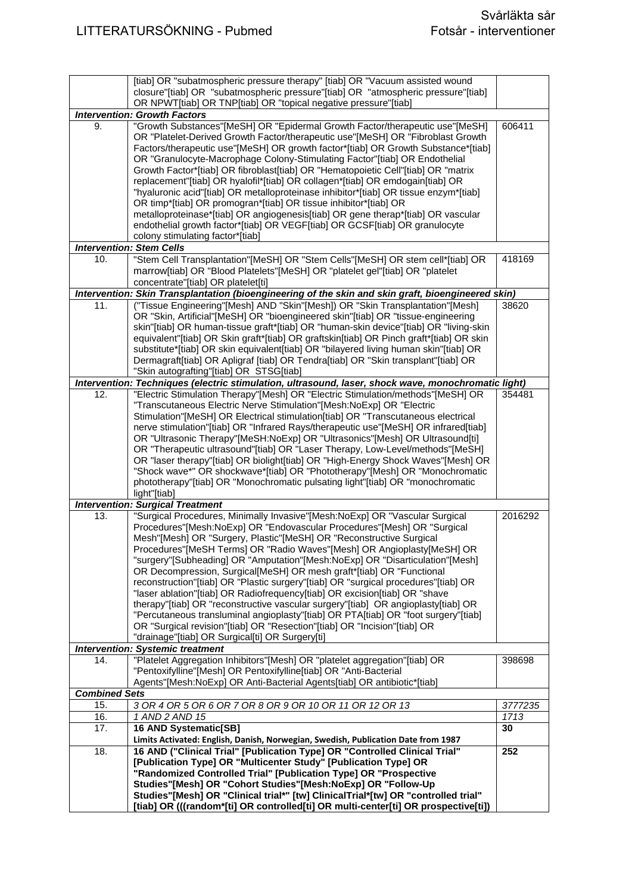| | | |
|---|---|---|
| | [tiab] OR "subatmospheric pressure therapy" [tiab] OR "Vacuum assisted wound closure"[tiab] OR "subatmospheric pressure"[tiab] OR "atmospheric pressure"[tiab] OR NPWT[tiab] OR TNP[tiab] OR "topical negative pressure"[tiab] | |
| ***Intervention: Growth Factors*** | | |
| 9. | "Growth Substances"[MeSH] OR "Epidermal Growth Factor/therapeutic use"[MeSH] OR "Platelet-Derived Growth Factor/therapeutic use"[MeSH] OR "Fibroblast Growth Factors/therapeutic use"[MeSH] OR growth factor*[tiab] OR Growth Substance*[tiab] OR "Granulocyte-Macrophage Colony-Stimulating Factor"[tiab] OR Endothelial Growth Factor*[tiab] OR fibroblast[tiab] OR "Hematopoietic Cell"[tiab] OR "matrix replacement"[tiab] OR hyalofil*[tiab] OR collagen*[tiab] OR emdogain[tiab] OR "hyaluronic acid"[tiab] OR metalloproteinase inhibitor*[tiab] OR tissue enzym*[tiab] OR timp*[tiab] OR promogran*[tiab] OR tissue inhibitor*[tiab] OR metalloproteinase*[tiab] OR angiogenesis[tiab] OR gene therap*[tiab] OR vascular endothelial growth factor*[tiab] OR VEGF[tiab] OR GCSF[tiab] OR granulocyte colony stimulating factor*[tiab] | 606411 |
| ***Intervention: Stem Cells*** | | |
| 10. | "Stem Cell Transplantation"[MeSH] OR "Stem Cells"[MeSH] OR stem cell*[tiab] OR marrow[tiab] OR "Blood Platelets"[MeSH] OR "platelet gel"[tiab] OR "platelet concentrate"[tiab] OR platelet[ti] | 418169 |
| ***Intervention: Skin Transplantation (bioengineering of the skin and skin graft, bioengineered skin)*** | | |
| 11. | ("Tissue Engineering"[Mesh] AND "Skin"[Mesh]) OR "Skin Transplantation"[Mesh] OR "Skin, Artificial"[MeSH] OR "bioengineered skin"[tiab] OR "tissue-engineering skin"[tiab] OR human-tissue graft*[tiab] OR "human-skin device"[tiab] OR "living-skin equivalent"[tiab] OR Skin graft*[tiab] OR graftskin[tiab] OR Pinch graft*[tiab] OR skin substitute*[tiab] OR skin equivalent[tiab] OR "bilayered living human skin"[tiab] OR Dermagraft[tiab] OR Apligraf [tiab] OR Tendra[tiab] OR "Skin transplant"[tiab] OR "Skin autografting"[tiab] OR STSG[tiab] | 38620 |
| ***Intervention: Techniques (electric stimulation, ultrasound, laser, shock wave, monochromatic light)*** | | |
| 12. | "Electric Stimulation Therapy"[Mesh] OR "Electric Stimulation/methods"[MeSH] OR "Transcutaneous Electric Nerve Stimulation"[Mesh:NoExp] OR "Electric Stimulation"[MeSH] OR Electrical stimulation[tiab] OR "Transcutaneous electrical nerve stimulation"[tiab] OR "Infrared Rays/therapeutic use"[MeSH] OR infrared[tiab] OR "Ultrasonic Therapy"[MeSH:NoExp] OR "Ultrasonics"[Mesh] OR Ultrasound[ti] OR "Therapeutic ultrasound"[tiab] OR "Laser Therapy, Low-Level/methods"[MeSH] OR "laser therapy"[tiab] OR biolight[tiab] OR "High-Energy Shock Waves"[Mesh] OR "Shock wave*" OR shockwave*[tiab] OR "Phototherapy"[Mesh] OR "Monochromatic phototherapy"[tiab] OR "Monochromatic pulsating light"[tiab] OR "monochromatic light"[tiab] | 354481 |
| ***Intervention: Surgical Treatment*** | | |
| 13. | "Surgical Procedures, Minimally Invasive"[Mesh:NoExp] OR "Vascular Surgical Procedures"[Mesh:NoExp] OR "Endovascular Procedures"[Mesh] OR "Surgical Mesh"[Mesh] OR "Surgery, Plastic"[MeSH] OR "Reconstructive Surgical Procedures"[MeSH Terms] OR "Radio Waves"[Mesh] OR Angioplasty[MeSH] OR "surgery"[Subheading] OR "Amputation"[Mesh:NoExp] OR "Disarticulation"[Mesh] OR Decompression, Surgical[MeSH] OR mesh graft*[tiab] OR "Functional reconstruction"[tiab] OR "Plastic surgery"[tiab] OR "surgical procedures"[tiab] OR "laser ablation"[tiab] OR Radiofrequency[tiab] OR excision[tiab] OR "shave therapy"[tiab] OR "reconstructive vascular surgery"[tiab] OR angioplasty[tiab] OR "Percutaneous transluminal angioplasty"[tiab] OR PTA[tiab] OR "foot surgery"[tiab] OR "Surgical revision"[tiab] OR "Resection"[tiab] OR "Incision"[tiab] OR "drainage"[tiab] OR Surgical[ti] OR Surgery[ti] | 2016292 |
| ***Intervention: Systemic treatment*** | | |
| 14. | "Platelet Aggregation Inhibitors"[Mesh] OR "platelet aggregation"[tiab] OR "Pentoxifylline"[Mesh] OR Pentoxifylline[tiab] OR "Anti-Bacterial Agents"[Mesh:NoExp] OR Anti-Bacterial Agents[tiab] OR antibiotic*[tiab] | 398698 |
| ***Combined Sets*** | | |
| 15. | *3 OR 4 OR 5 OR 6 OR 7 OR 8 OR 9 OR 10 OR 11 OR 12 OR 13* | *3777235* |
| 16. | *1 AND 2 AND 15* | *1713* |
| 17. | **16 AND Systematic[SB]**<br>**Limits Activated: English, Danish, Norwegian, Swedish, Publication Date from 1987** | **30** |
| 18. | **16 AND ("Clinical Trial" [Publication Type] OR "Controlled Clinical Trial" [Publication Type] OR "Multicenter Study" [Publication Type] OR "Randomized Controlled Trial" [Publication Type] OR "Prospective Studies"[Mesh] OR "Cohort Studies"[Mesh:NoExp] OR "Follow-Up Studies"[Mesh] OR "Clinical trial*" [tw] ClinicalTrial*[tw] OR "controlled trial" [tiab] OR (((random*[ti] OR controlled[ti] OR multi-center[ti] OR prospective[ti])** | **252** |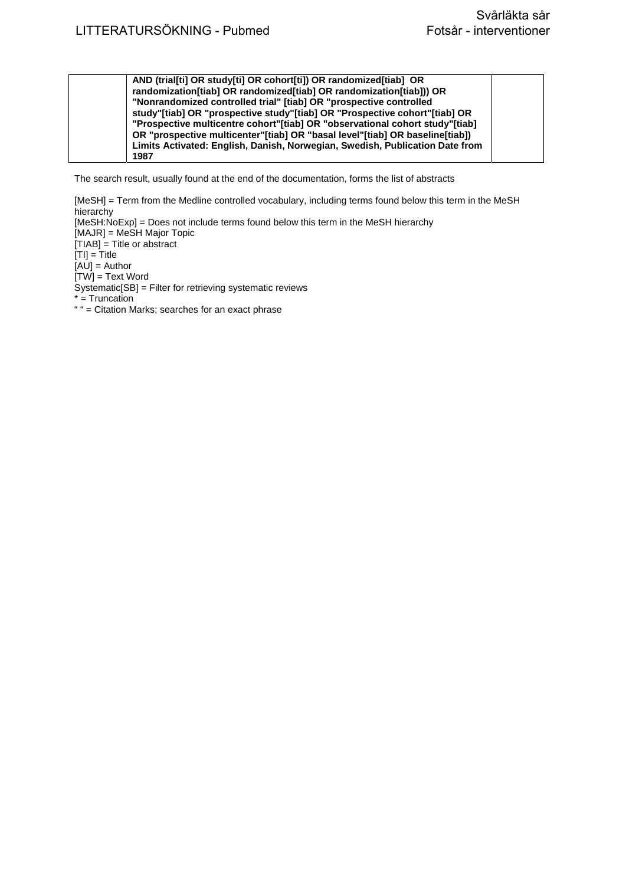| | | |
|---|---|---|
| | **AND (trial[ti] OR study[ti] OR cohort[ti]) OR randomized[tiab] OR randomization[tiab] OR randomized[tiab] OR randomization[tiab])) OR "Nonrandomized controlled trial" [tiab] OR "prospective controlled study"[tiab] OR "prospective study"[tiab] OR "Prospective cohort"[tiab] OR "Prospective multicentre cohort"[tiab] OR "observational cohort study"[tiab] OR "prospective multicenter"[tiab] OR "basal level"[tiab] OR baseline[tiab]) Limits Activated: English, Danish, Norwegian, Swedish, Publication Date from 1987** | |

The search result, usually found at the end of the documentation, forms the list of abstracts

[MeSH] = Term from the Medline controlled vocabulary, including terms found below this term in the MeSH hierarchy
[MeSH:NoExp] = Does not include terms found below this term in the MeSH hierarchy
[MAJR] = MeSH Major Topic
[TIAB] = Title or abstract
[TI] = Title
[AU] = Author
[TW] = Text Word
Systematic[SB] = Filter for retrieving systematic reviews
* = Truncation
" " = Citation Marks; searches for an exact phrase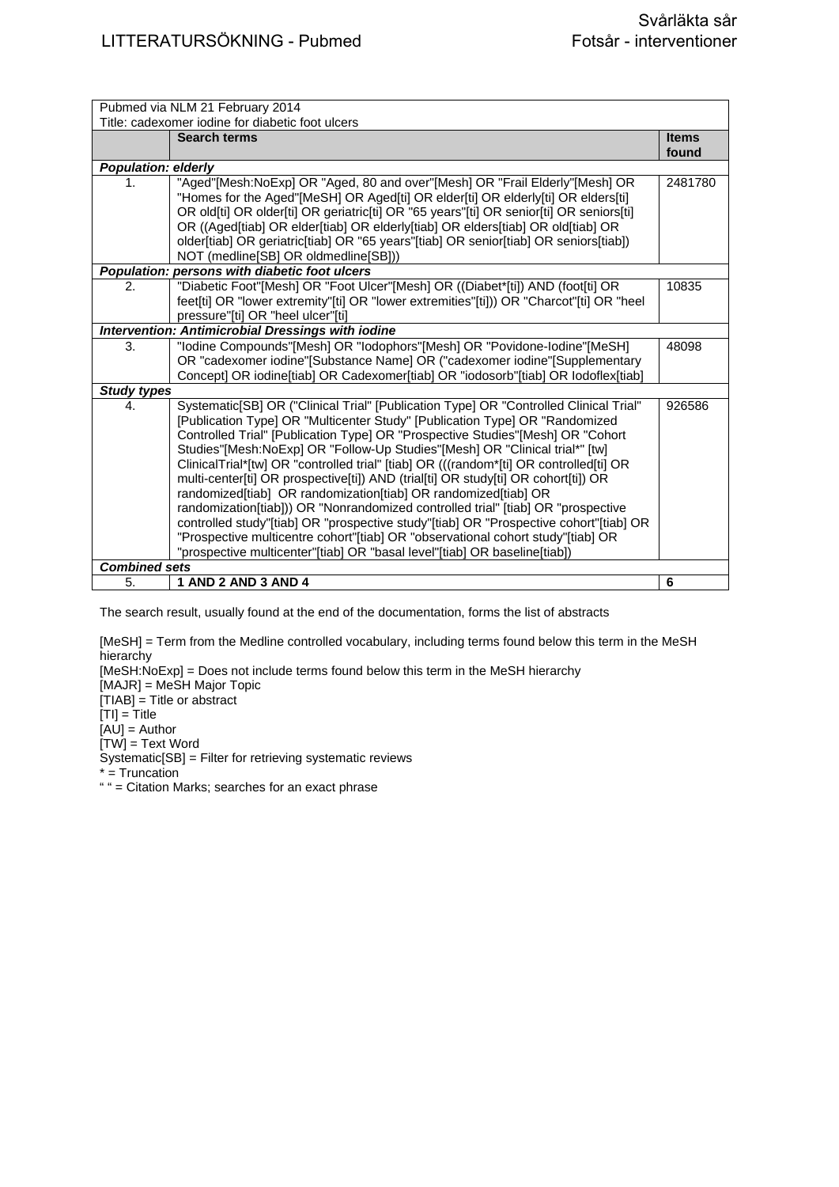| Pubmed via NLM 21 February 2014<br>Title: cadexomer iodine for diabetic foot ulcers | | |
|---|---|---|
| | **Search terms** | **Items found** |
| ***Population: elderly*** | | |
| 1. | "Aged"[Mesh:NoExp] OR "Aged, 80 and over"[Mesh] OR "Frail Elderly"[Mesh] OR "Homes for the Aged"[MeSH] OR Aged[ti] OR elder[ti] OR elderly[ti] OR elders[ti] OR old[ti] OR older[ti] OR geriatric[ti] OR "65 years"[ti] OR senior[ti] OR seniors[ti] OR ((Aged[tiab] OR elder[tiab] OR elderly[tiab] OR elders[tiab] OR old[tiab] OR older[tiab] OR geriatric[tiab] OR "65 years"[tiab] OR senior[tiab] OR seniors[tiab]) NOT (medline[SB] OR oldmedline[SB])) | 2481780 |
| ***Population: persons with diabetic foot ulcers*** | | |
| 2. | "Diabetic Foot"[Mesh] OR "Foot Ulcer"[Mesh] OR ((Diabet*[ti]) AND (foot[ti] OR feet[ti] OR "lower extremity"[ti] OR "lower extremities"[ti])) OR "Charcot"[ti] OR "heel pressure"[ti] OR "heel ulcer"[ti] | 10835 |
| ***Intervention: Antimicrobial Dressings with iodine*** | | |
| 3. | "Iodine Compounds"[Mesh] OR "Iodophors"[Mesh] OR "Povidone-Iodine"[MeSH] OR "cadexomer iodine"[Substance Name] OR ("cadexomer iodine"[Supplementary Concept] OR iodine[tiab] OR Cadexomer[tiab] OR "iodosorb"[tiab] OR Iodoflex[tiab] | 48098 |
| ***Study types*** | | |
| 4. | Systematic[SB] OR ("Clinical Trial" [Publication Type] OR "Controlled Clinical Trial" [Publication Type] OR "Multicenter Study" [Publication Type] OR "Randomized Controlled Trial" [Publication Type] OR "Prospective Studies"[Mesh] OR "Cohort Studies"[Mesh:NoExp] OR "Follow-Up Studies"[Mesh] OR "Clinical trial*" [tw] ClinicalTrial*[tw] OR "controlled trial" [tiab] OR (((random*[ti] OR controlled[ti] OR multi-center[ti] OR prospective[ti]) AND (trial[ti] OR study[ti] OR cohort[ti]) OR randomized[tiab] OR randomization[tiab] OR randomized[tiab] OR randomization[tiab])) OR "Nonrandomized controlled trial" [tiab] OR "prospective controlled study"[tiab] OR "prospective study"[tiab] OR "Prospective cohort"[tiab] OR "Prospective multicentre cohort"[tiab] OR "observational cohort study"[tiab] OR "prospective multicenter"[tiab] OR "basal level"[tiab] OR baseline[tiab]) | 926586 |
| ***Combined sets*** | | |
| 5. | **1 AND 2 AND 3 AND 4** | **6** |

The search result, usually found at the end of the documentation, forms the list of abstracts

[MeSH] = Term from the Medline controlled vocabulary, including terms found below this term in the MeSH hierarchy
[MeSH:NoExp] = Does not include terms found below this term in the MeSH hierarchy
[MAJR] = MeSH Major Topic
[TIAB] = Title or abstract
[TI] = Title
[AU] = Author
[TW] = Text Word
Systematic[SB] = Filter for retrieving systematic reviews
* = Truncation
" " = Citation Marks; searches for an exact phrase